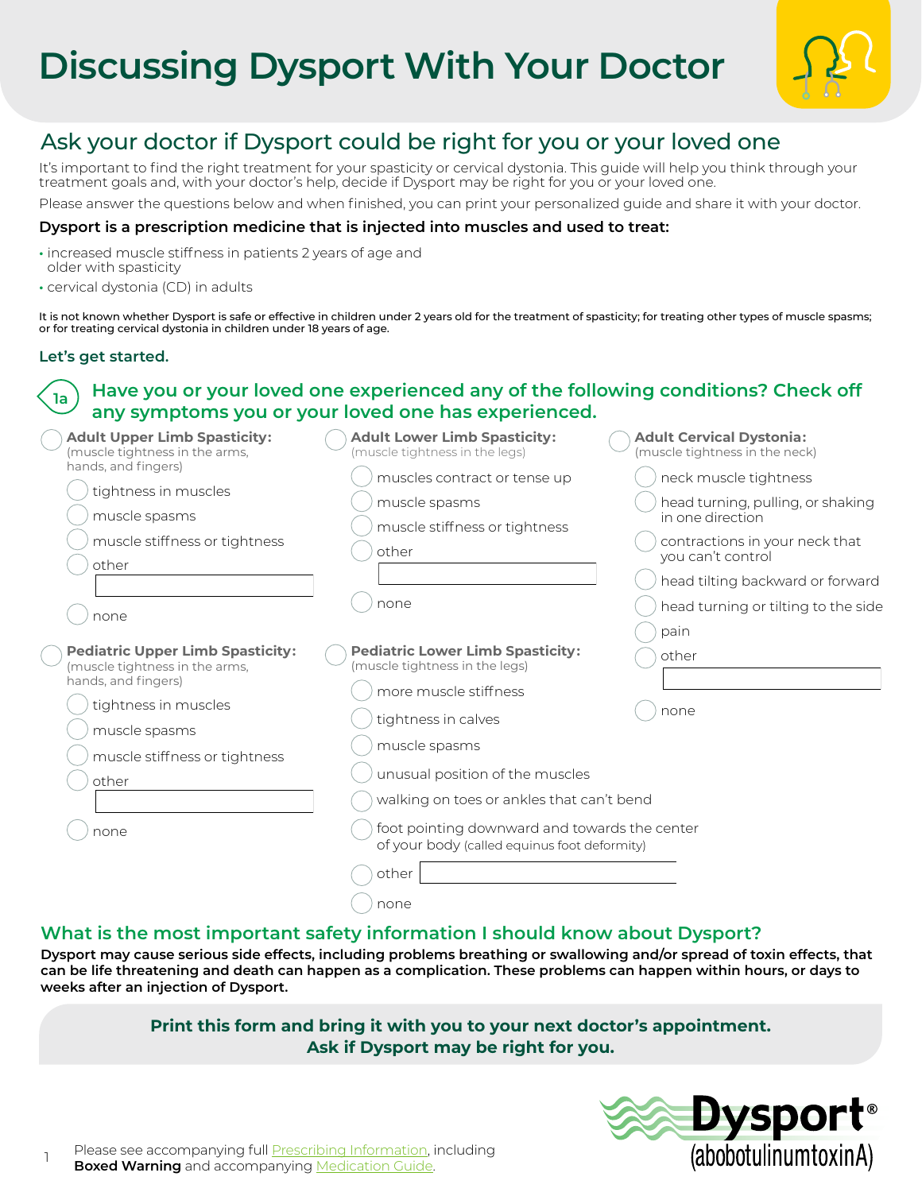# Discussing Dysport With Your Doctor

## Ask your doctor if Dysport could be right for you or your loved one

It's important to find the right treatment for your spasticity or cervical dystonia. This guide will help you think through your treatment goals and, with your doctor's help, decide if Dysport may be right for you or your loved one.

Please answer the questions below and when finished, you can print your personalized guide and share it with your doctor.

**Dysport is a prescription medicine that is injected into muscles and used to treat:**

- increased muscle stiffness in patients 2 years of age and older with spasticity
- cervical dystonia (CD) in adults

It is not known whether Dysport is safe or effective in children under 2 years old for the treatment of spasticity; for treating other types of muscle spasms; or for treating cervical dystonia in children under 18 years of age.

**Let's get started.**

### 1a Have you or your loved one experienced any of the following conditions? Check off any symptoms you or your loved one has experienced.

- ○ **Adult Upper Limb Spasticity:** (muscle tightness in the arms, hands, and fingers)
  - ○ tightness in muscles
  - ○ muscle spasms
  - ○ muscle stiffness or tightness
  - ○ other ______
  - ○ none
- ○ **Pediatric Upper Limb Spasticity:** (muscle tightness in the arms, hands, and fingers)
  - ○ tightness in muscles
  - ○ muscle spasms
  - ○ muscle stiffness or tightness
  - ○ other ______
  - ○ none
- ○ **Adult Lower Limb Spasticity:** (muscle tightness in the legs)
  - ○ muscles contract or tense up
  - ○ muscle spasms
  - ○ muscle stiffness or tightness
  - ○ other ______
  - ○ none
- ○ **Pediatric Lower Limb Spasticity:** (muscle tightness in the legs)
  - ○ more muscle stiffness
  - ○ tightness in calves
  - ○ muscle spasms
  - ○ unusual position of the muscles
  - ○ walking on toes or ankles that can't bend
  - ○ foot pointing downward and towards the center of your body (called equinus foot deformity)
  - ○ other ______
  - ○ none
- ○ **Adult Cervical Dystonia:** (muscle tightness in the neck)
  - ○ neck muscle tightness
  - ○ head turning, pulling, or shaking in one direction
  - ○ contractions in your neck that you can't control
  - ○ head tilting backward or forward
  - ○ head turning or tilting to the side
  - ○ pain
  - ○ other ______
  - ○ none

## What is the most important safety information I should know about Dysport?

**Dysport may cause serious side effects, including problems breathing or swallowing and/or spread of toxin effects, that can be life threatening and death can happen as a complication. These problems can happen within hours, or days to weeks after an injection of Dysport.**

**Print this form and bring it with you to your next doctor's appointment.**
**Ask if Dysport may be right for you.**

**Dysport®** (abobotulinumtoxinA)

Please see accompanying full Prescribing Information, including **Boxed Warning** and accompanying Medication Guide.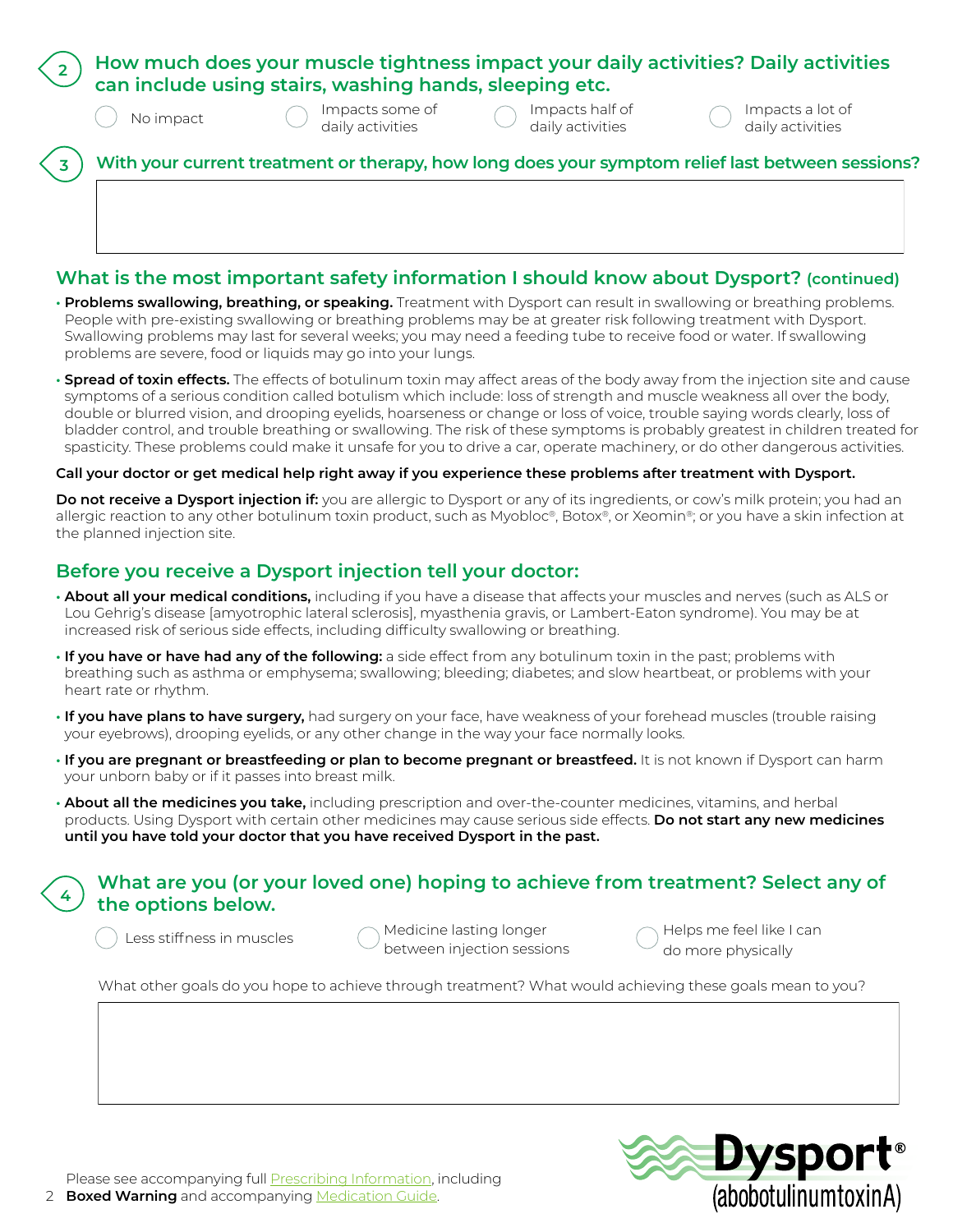## 2 How much does your muscle tightness impact your daily activities? Daily activities can include using stairs, washing hands, sleeping etc.

- ◯ No impact
- ◯ Impacts some of daily activities
- ◯ Impacts half of daily activities
- ◯ Impacts a lot of daily activities

## 3 With your current treatment or therapy, how long does your symptom relief last between sessions?

## What is the most important safety information I should know about Dysport? (continued)

- **Problems swallowing, breathing, or speaking.** Treatment with Dysport can result in swallowing or breathing problems. People with pre-existing swallowing or breathing problems may be at greater risk following treatment with Dysport. Swallowing problems may last for several weeks; you may need a feeding tube to receive food or water. If swallowing problems are severe, food or liquids may go into your lungs.
- **Spread of toxin effects.** The effects of botulinum toxin may affect areas of the body away from the injection site and cause symptoms of a serious condition called botulism which include: loss of strength and muscle weakness all over the body, double or blurred vision, and drooping eyelids, hoarseness or change or loss of voice, trouble saying words clearly, loss of bladder control, and trouble breathing or swallowing. The risk of these symptoms is probably greatest in children treated for spasticity. These problems could make it unsafe for you to drive a car, operate machinery, or do other dangerous activities.

**Call your doctor or get medical help right away if you experience these problems after treatment with Dysport.**

**Do not receive a Dysport injection if:** you are allergic to Dysport or any of its ingredients, or cow's milk protein; you had an allergic reaction to any other botulinum toxin product, such as Myobloc®, Botox®, or Xeomin®; or you have a skin infection at the planned injection site.

## Before you receive a Dysport injection tell your doctor:

- **About all your medical conditions,** including if you have a disease that affects your muscles and nerves (such as ALS or Lou Gehrig's disease [amyotrophic lateral sclerosis], myasthenia gravis, or Lambert-Eaton syndrome). You may be at increased risk of serious side effects, including difficulty swallowing or breathing.
- **If you have or have had any of the following:** a side effect from any botulinum toxin in the past; problems with breathing such as asthma or emphysema; swallowing; bleeding; diabetes; and slow heartbeat, or problems with your heart rate or rhythm.
- **If you have plans to have surgery,** had surgery on your face, have weakness of your forehead muscles (trouble raising your eyebrows), drooping eyelids, or any other change in the way your face normally looks.
- **If you are pregnant or breastfeeding or plan to become pregnant or breastfeed.** It is not known if Dysport can harm your unborn baby or if it passes into breast milk.
- **About all the medicines you take,** including prescription and over-the-counter medicines, vitamins, and herbal products. Using Dysport with certain other medicines may cause serious side effects. **Do not start any new medicines until you have told your doctor that you have received Dysport in the past.**

## 4 What are you (or your loved one) hoping to achieve from treatment? Select any of the options below.

- ◯ Less stiffness in muscles
- ◯ Medicine lasting longer between injection sessions
- ◯ Helps me feel like I can do more physically

What other goals do you hope to achieve through treatment? What would achieving these goals mean to you?

Please see accompanying full Prescribing Information, including **Boxed Warning** and accompanying Medication Guide.

Dysport® (abobotulinumtoxinA)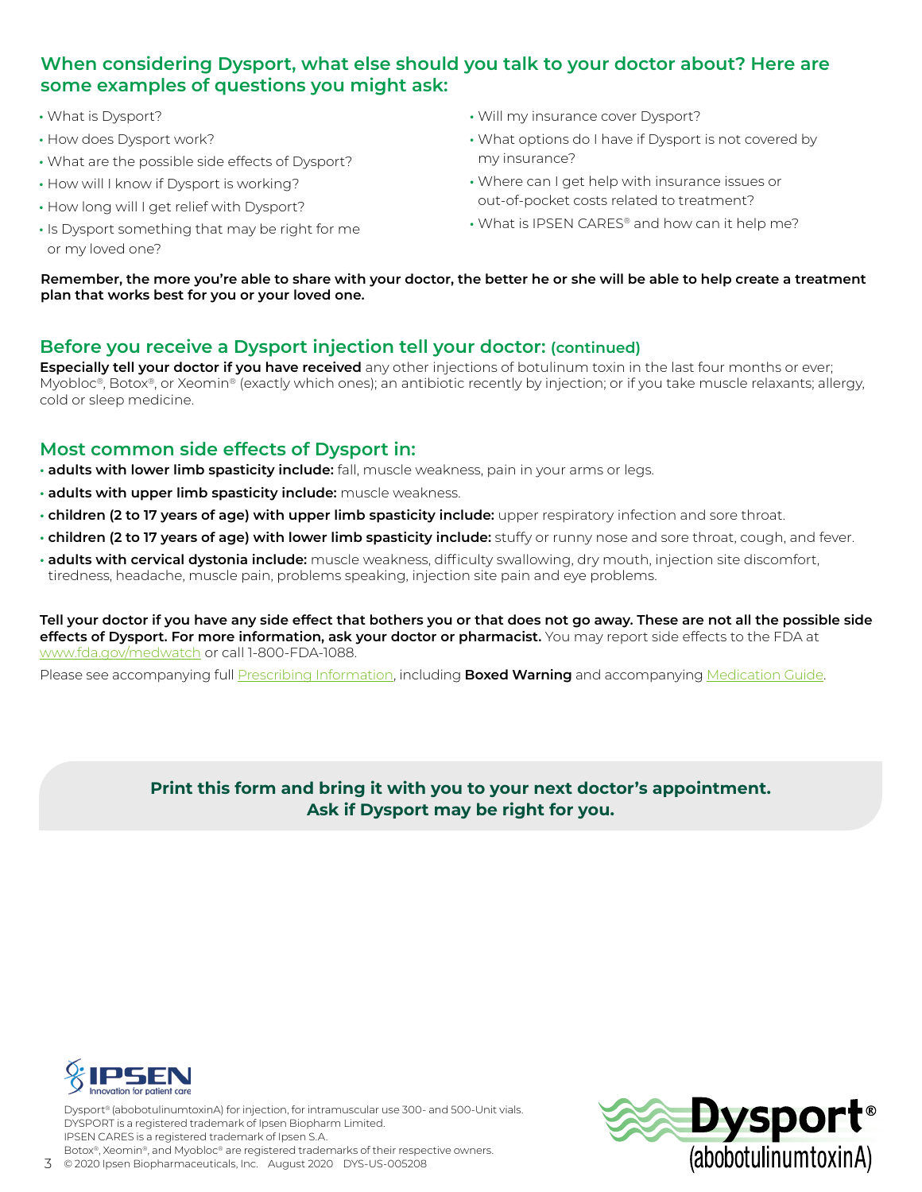## When considering Dysport, what else should you talk to your doctor about? Here are some examples of questions you might ask:

- What is Dysport?
- How does Dysport work?
- What are the possible side effects of Dysport?
- How will I know if Dysport is working?
- How long will I get relief with Dysport?
- Is Dysport something that may be right for me or my loved one?
- Will my insurance cover Dysport?
- What options do I have if Dysport is not covered by my insurance?
- Where can I get help with insurance issues or out-of-pocket costs related to treatment?
- What is IPSEN CARES® and how can it help me?

**Remember, the more you're able to share with your doctor, the better he or she will be able to help create a treatment plan that works best for you or your loved one.**

## Before you receive a Dysport injection tell your doctor: (continued)

**Especially tell your doctor if you have received** any other injections of botulinum toxin in the last four months or ever; Myobloc®, Botox®, or Xeomin® (exactly which ones); an antibiotic recently by injection; or if you take muscle relaxants; allergy, cold or sleep medicine.

## Most common side effects of Dysport in:

- **adults with lower limb spasticity include:** fall, muscle weakness, pain in your arms or legs.
- **adults with upper limb spasticity include:** muscle weakness.
- **children (2 to 17 years of age) with upper limb spasticity include:** upper respiratory infection and sore throat.
- **children (2 to 17 years of age) with lower limb spasticity include:** stuffy or runny nose and sore throat, cough, and fever.
- **adults with cervical dystonia include:** muscle weakness, difficulty swallowing, dry mouth, injection site discomfort, tiredness, headache, muscle pain, problems speaking, injection site pain and eye problems.

**Tell your doctor if you have any side effect that bothers you or that does not go away. These are not all the possible side effects of Dysport. For more information, ask your doctor or pharmacist.** You may report side effects to the FDA at www.fda.gov/medwatch or call 1-800-FDA-1088.

Please see accompanying full Prescribing Information, including **Boxed Warning** and accompanying Medication Guide.

**Print this form and bring it with you to your next doctor's appointment.**
**Ask if Dysport may be right for you.**

IPSEN
Innovation for patient care

Dysport® (abobotulinumtoxinA) for injection, for intramuscular use 300- and 500-Unit vials.
DYSPORT is a registered trademark of Ipsen Biopharm Limited.
IPSEN CARES is a registered trademark of Ipsen S.A.
Botox®, Xeomin®, and Myobloc® are registered trademarks of their respective owners.
© 2020 Ipsen Biopharmaceuticals, Inc. August 2020 DYS-US-005208

Dysport®
(abobotulinumtoxinA)